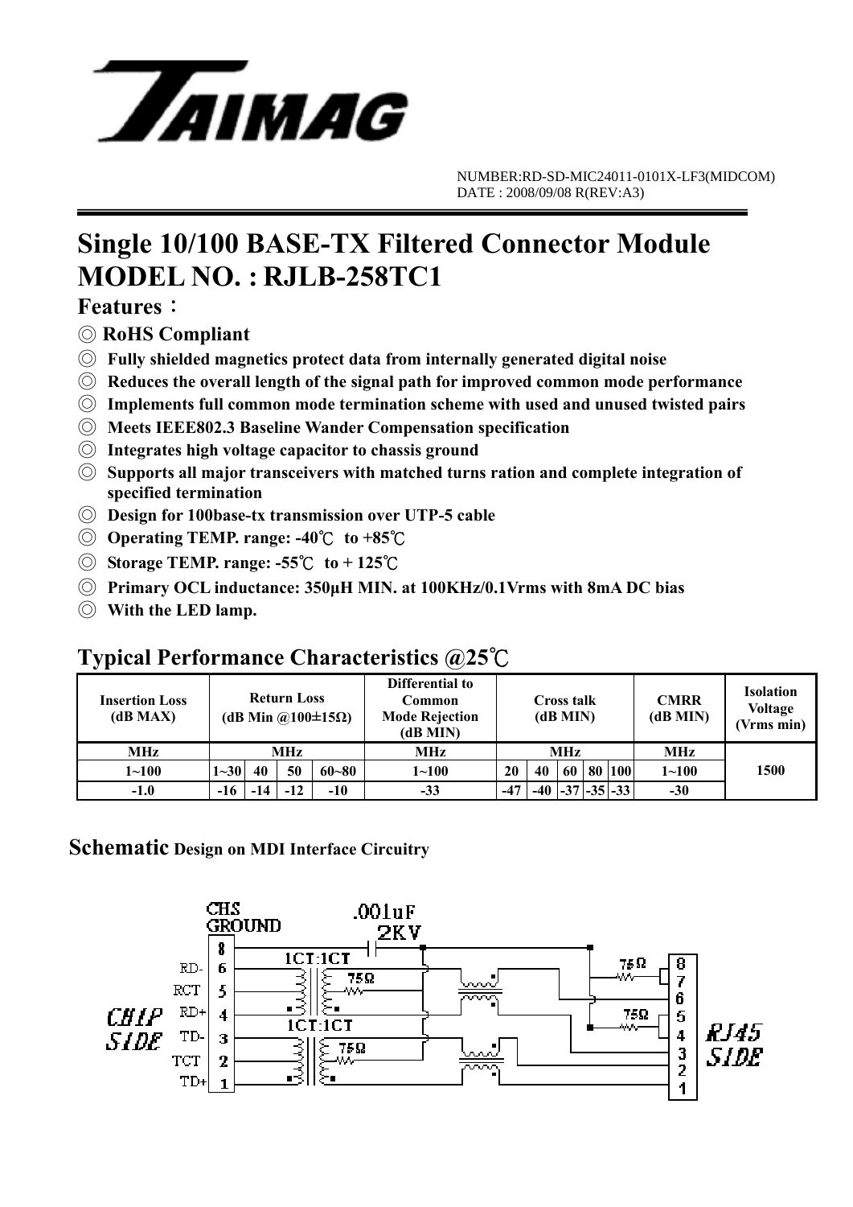NUMBER:RD-SD-MIC24011-0101X-LF3(MIDCOM)
DATE : 2008/09/08 R(REV:A3)

# Single 10/100 BASE-TX Filtered Connector Module
# MODEL NO. : RJLB-258TC1

## Features：

- ◎ **RoHS Compliant**
- ◎ **Fully shielded magnetics protect data from internally generated digital noise**
- ◎ **Reduces the overall length of the signal path for improved common mode performance**
- ◎ **Implements full common mode termination scheme with used and unused twisted pairs**
- ◎ **Meets IEEE802.3 Baseline Wander Compensation specification**
- ◎ **Integrates high voltage capacitor to chassis ground**
- ◎ **Supports all major transceivers with matched turns ration and complete integration of specified termination**
- ◎ **Design for 100base-tx transmission over UTP-5 cable**
- ◎ **Operating TEMP. range: -40℃ to +85℃**
- ◎ **Storage TEMP. range: -55℃ to + 125℃**
- ◎ **Primary OCL inductance: 350μH MIN. at 100KHz/0.1Vrms with 8mA DC bias**
- ◎ **With the LED lamp.**

## Typical Performance Characteristics @25℃

| Insertion Loss (dB MAX) | Return Loss (dB Min @100±15Ω) | | | | Differential to Common Mode Rejection (dB MIN) | Cross talk (dB MIN) | | | | | CMRR (dB MIN) | Isolation Voltage (Vrms min) |
|---|---|---|---|---|---|---|---|---|---|---|---|---|
| MHz | MHz | | | | MHz | MHz | | | | | MHz | 1500 |
| 1~100 | 1~30 | 40 | 50 | 60~80 | 1~100 | 20 | 40 | 60 | 80 | 100 | 1~100 | |
| -1.0 | -16 | -14 | -12 | -10 | -33 | -47 | -40 | -37 | -35 | -33 | -30 | |

## Schematic Design on MDI Interface Circuitry

CHS GROUND .001uF 2KV

CHIP SIDE: 8, 6 RD-, 5 RCT, 4 RD+, 3 TD-, 2 TCT, 1 TD+

1CT:1CT 75Ω 1CT:1CT 75Ω 75Ω 75Ω

RJ45 SIDE: 8, 7, 6, 5, 4, 3, 2, 1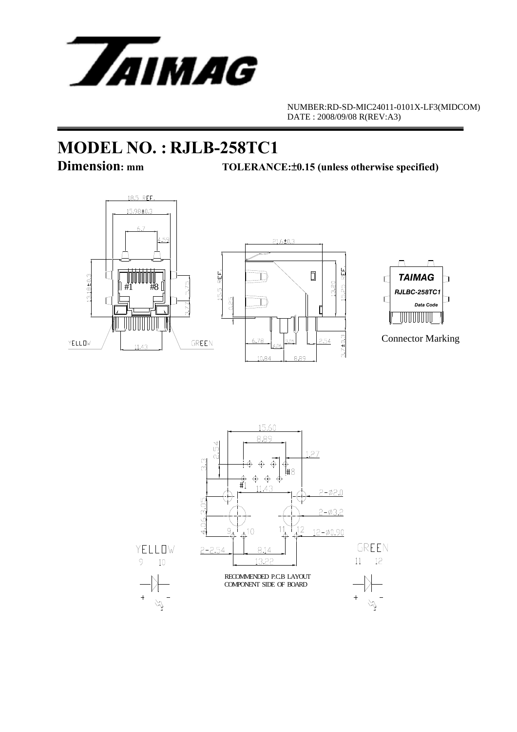NUMBER:RD-SD-MIC24011-0101X-LF3(MIDCOM)
DATE : 2008/09/08 R(REV:A3)

# MODEL NO. : RJLB-258TC1

**Dimension: mm** **TOLERANCE:±0.15 (unless otherwise specified)**

Connector Marking

RECOMMENDED P.C.B LAYOUT
COMPONENT SIDE OF BOARD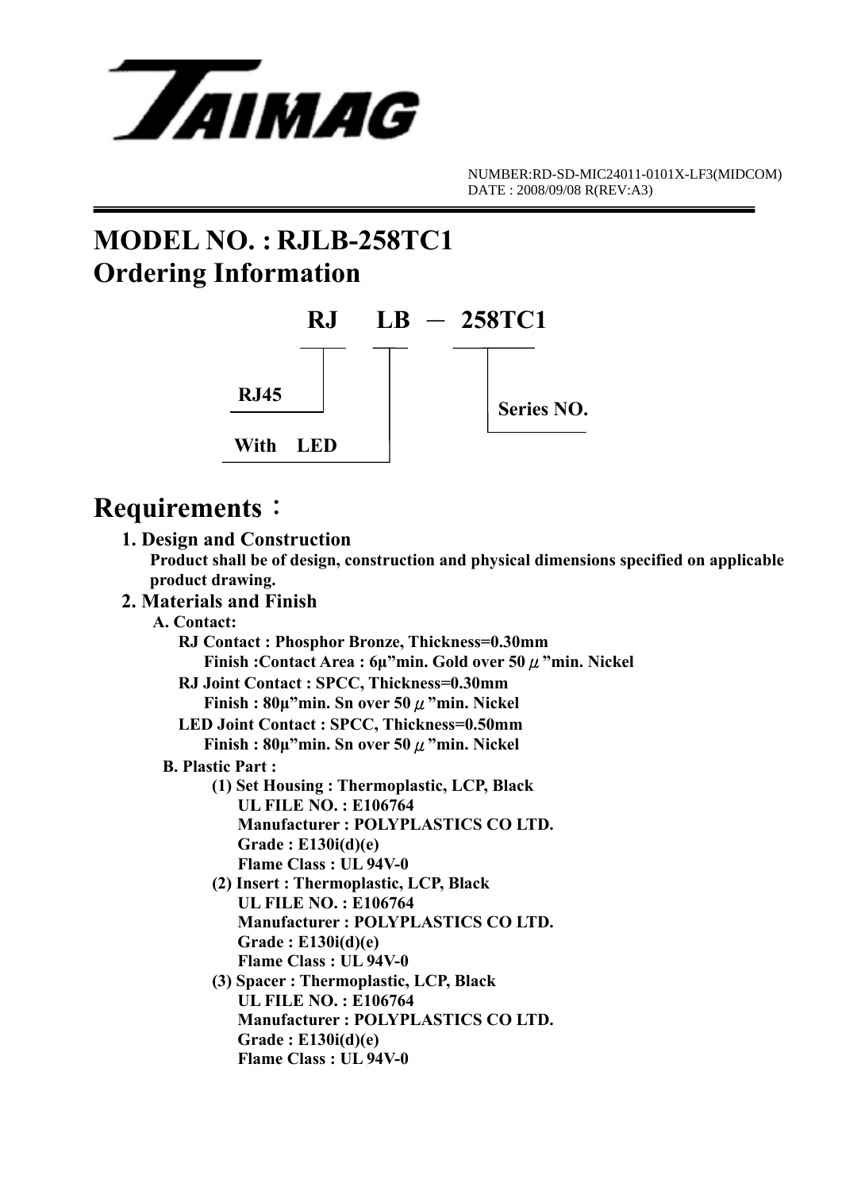# TAIMAG

NUMBER:RD-SD-MIC24011-0101X-LF3(MIDCOM)
DATE : 2008/09/08 R(REV:A3)

# MODEL NO. : RJLB-258TC1
# Ordering Information

**RJ LB － 258TC1**

- RJ: RJ45
- LB: With LED
- 258TC1: Series NO.

# Requirements：

### 1. Design and Construction

**Product shall be of design, construction and physical dimensions specified on applicable product drawing.**

### 2. Materials and Finish

**A. Contact:**

**RJ Contact : Phosphor Bronze, Thickness=0.30mm**
**Finish :Contact Area : 6μ"min. Gold over 50 μ"min. Nickel**

**RJ Joint Contact : SPCC, Thickness=0.30mm**
**Finish : 80μ"min. Sn over 50 μ"min. Nickel**

**LED Joint Contact : SPCC, Thickness=0.50mm**
**Finish : 80μ"min. Sn over 50 μ"min. Nickel**

**B. Plastic Part :**

**(1) Set Housing : Thermoplastic, LCP, Black**
**UL FILE NO. : E106764**
**Manufacturer : POLYPLASTICS CO LTD.**
**Grade : E130i(d)(e)**
**Flame Class : UL 94V-0**

**(2) Insert : Thermoplastic, LCP, Black**
**UL FILE NO. : E106764**
**Manufacturer : POLYPLASTICS CO LTD.**
**Grade : E130i(d)(e)**
**Flame Class : UL 94V-0**

**(3) Spacer : Thermoplastic, LCP, Black**
**UL FILE NO. : E106764**
**Manufacturer : POLYPLASTICS CO LTD.**
**Grade : E130i(d)(e)**
**Flame Class : UL 94V-0**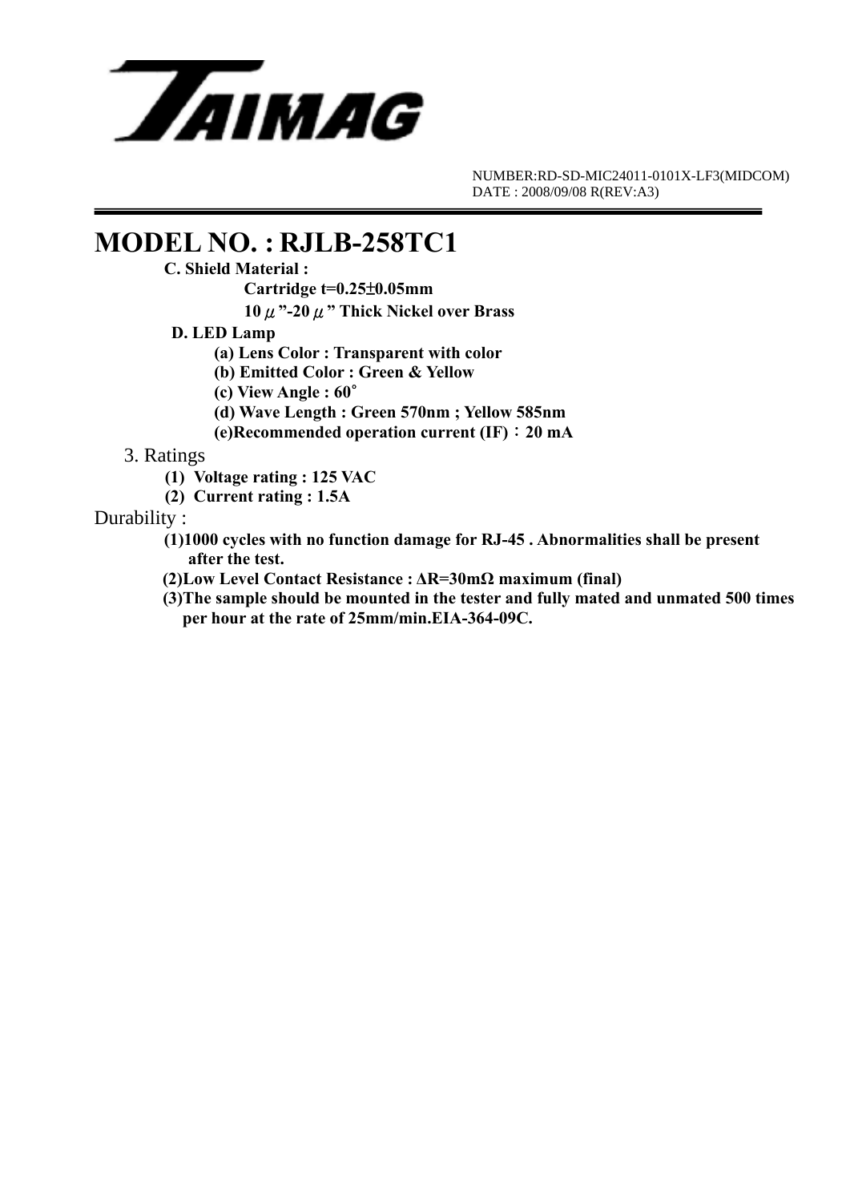TAIMAG

NUMBER:RD-SD-MIC24011-0101X-LF3(MIDCOM)
DATE : 2008/09/08 R(REV:A3)

# MODEL NO. : RJLB-258TC1

**C. Shield Material :**

**Cartridge t=0.25±0.05mm**

**10 μ"-20 μ" Thick Nickel over Brass**

**D. LED Lamp**

**(a) Lens Color : Transparent with color**

**(b) Emitted Color : Green & Yellow**

**(c) View Angle : 60°**

**(d) Wave Length : Green 570nm ; Yellow 585nm**

**(e)Recommended operation current (IF)：20 mA**

3. Ratings

**(1) Voltage rating : 125 VAC**

**(2) Current rating : 1.5A**

Durability :

**(1)1000 cycles with no function damage for RJ-45 . Abnormalities shall be present after the test.**

**(2)Low Level Contact Resistance : ΔR=30mΩ maximum (final)**

**(3)The sample should be mounted in the tester and fully mated and unmated 500 times per hour at the rate of 25mm/min.EIA-364-09C.**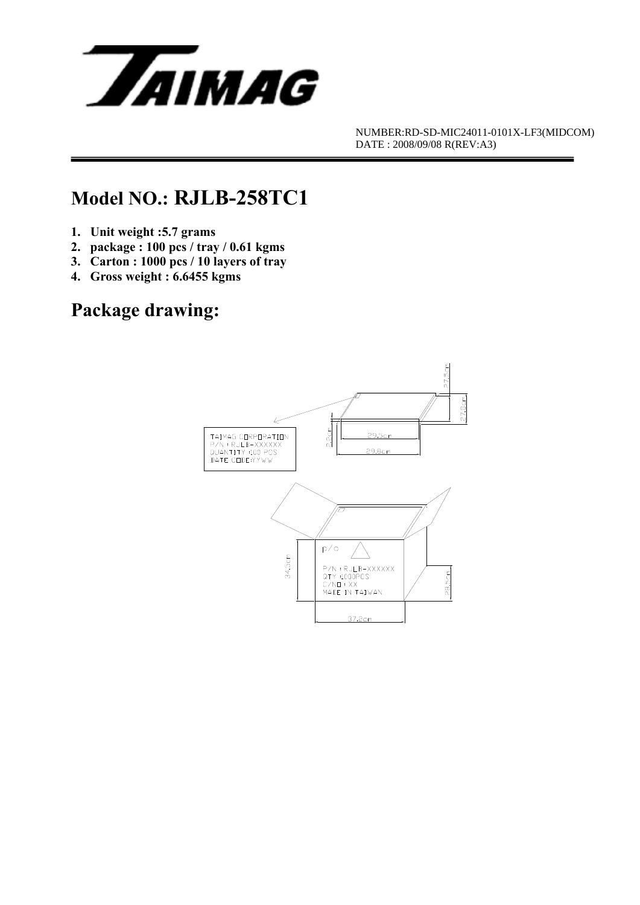NUMBER:RD-SD-MIC24011-0101X-LF3(MIDCOM)
DATE : 2008/09/08 R(REV:A3)

# Model NO.: RJLB-258TC1

1. **Unit weight :5.7 grams**
2. **package : 100 pcs / tray / 0.61 kgms**
3. **Carton : 1000 pcs / 10 layers of tray**
4. **Gross weight : 6.6455 kgms**

## Package drawing:

TAIMAG CORPORATION
P/N : RJLB-XXXXXX
QUANTITY :100 PCS
DATE CODE:YYWW

2.2cm
29.5cm
29.8cm
27.5cm
27.8cm

p/o

P/N : RJLB-XXXXXX
QTY :1000PCS
C/NO : XX
MADE IN TAIWAN

34.5cm
28.5cm
37.2cm